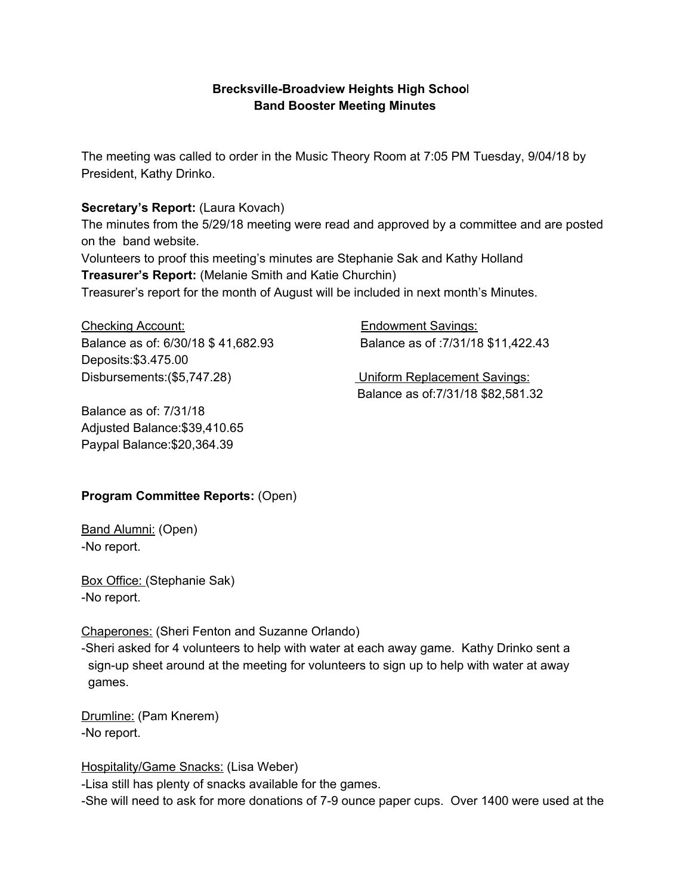**Brecksville-Broadview Heights High School**
**Band Booster Meeting Minutes**

The meeting was called to order in the Music Theory Room at 7:05 PM Tuesday, 9/04/18 by President, Kathy Drinko.

**Secretary's Report:** (Laura Kovach)
The minutes from the 5/29/18 meeting were read and approved by a committee and are posted on the band website.
Volunteers to proof this meeting's minutes are Stephanie Sak and Kathy Holland
**Treasurer's Report:** (Melanie Smith and Katie Churchin)
Treasurer's report for the month of August will be included in next month's Minutes.

Checking Account:
Balance as of: 6/30/18 $ 41,682.93
Deposits:$3.475.00
Disbursements:($5,747.28)

Balance as of: 7/31/18
Adjusted Balance:$39,410.65
Paypal Balance:$20,364.39

Endowment Savings:
Balance as of :7/31/18 $11,422.43

Uniform Replacement Savings:
Balance as of:7/31/18 $82,581.32

**Program Committee Reports:** (Open)

Band Alumni: (Open)
-No report.

Box Office: (Stephanie Sak)
-No report.

Chaperones: (Sheri Fenton and Suzanne Orlando)
-Sheri asked for 4 volunteers to help with water at each away game. Kathy Drinko sent a sign-up sheet around at the meeting for volunteers to sign up to help with water at away games.

Drumline: (Pam Knerem)
-No report.

Hospitality/Game Snacks: (Lisa Weber)
-Lisa still has plenty of snacks available for the games.
-She will need to ask for more donations of 7-9 ounce paper cups. Over 1400 were used at the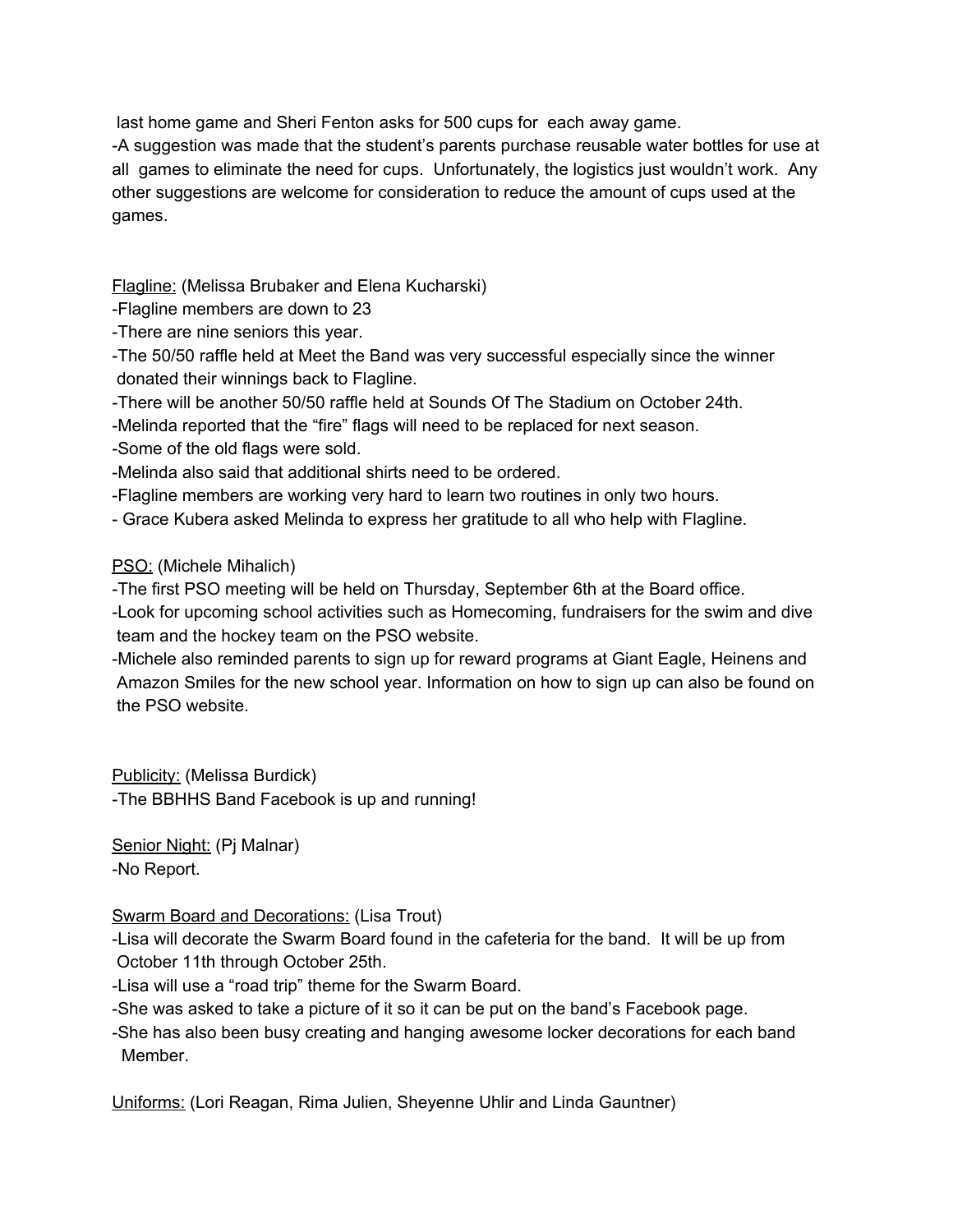last home game and Sheri Fenton asks for 500 cups for each away game.

-A suggestion was made that the student's parents purchase reusable water bottles for use at all games to eliminate the need for cups. Unfortunately, the logistics just wouldn't work. Any other suggestions are welcome for consideration to reduce the amount of cups used at the games.

<u>Flagline:</u> (Melissa Brubaker and Elena Kucharski)

-Flagline members are down to 23

-There are nine seniors this year.

-The 50/50 raffle held at Meet the Band was very successful especially since the winner donated their winnings back to Flagline.

-There will be another 50/50 raffle held at Sounds Of The Stadium on October 24th.

-Melinda reported that the "fire" flags will need to be replaced for next season.

-Some of the old flags were sold.

-Melinda also said that additional shirts need to be ordered.

-Flagline members are working very hard to learn two routines in only two hours.

- Grace Kubera asked Melinda to express her gratitude to all who help with Flagline.

<u>PSO:</u> (Michele Mihalich)

-The first PSO meeting will be held on Thursday, September 6th at the Board office.

-Look for upcoming school activities such as Homecoming, fundraisers for the swim and dive team and the hockey team on the PSO website.

-Michele also reminded parents to sign up for reward programs at Giant Eagle, Heinens and Amazon Smiles for the new school year. Information on how to sign up can also be found on the PSO website.

<u>Publicity:</u> (Melissa Burdick)

-The BBHHS Band Facebook is up and running!

<u>Senior Night:</u> (Pj Malnar)

-No Report.

<u>Swarm Board and Decorations:</u> (Lisa Trout)

-Lisa will decorate the Swarm Board found in the cafeteria for the band. It will be up from October 11th through October 25th.

-Lisa will use a "road trip" theme for the Swarm Board.

-She was asked to take a picture of it so it can be put on the band's Facebook page.

-She has also been busy creating and hanging awesome locker decorations for each band Member.

<u>Uniforms:</u> (Lori Reagan, Rima Julien, Sheyenne Uhlir and Linda Gauntner)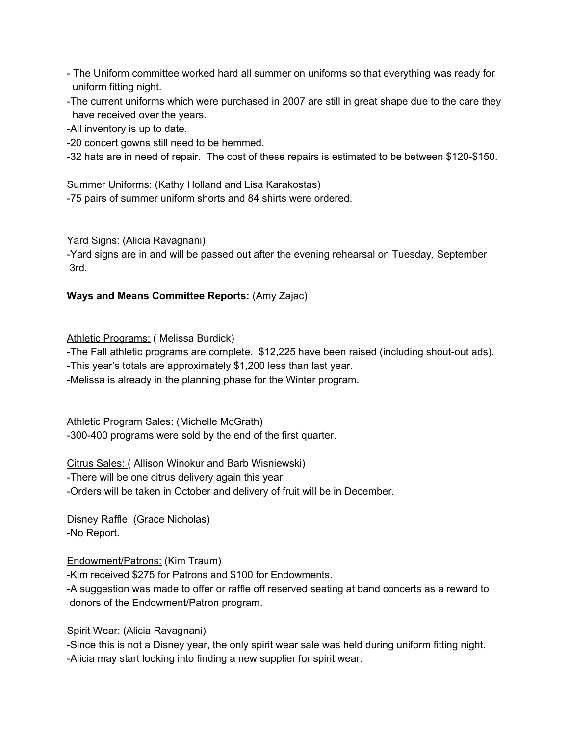- The Uniform committee worked hard all summer on uniforms so that everything was ready for uniform fitting night.
-The current uniforms which were purchased in 2007 are still in great shape due to the care they have received over the years.
-All inventory is up to date.
-20 concert gowns still need to be hemmed.
-32 hats are in need of repair.  The cost of these repairs is estimated to be between $120-$150.

<u>Summer Uniforms: (</u>Kathy Holland and Lisa Karakostas)
-75 pairs of summer uniform shorts and 84 shirts were ordered.

<u>Yard Signs:</u> (Alicia Ravagnani)
-Yard signs are in and will be passed out after the evening rehearsal on Tuesday, September 3rd.

**Ways and Means Committee Reports:** (Amy Zajac)

<u>Athletic Programs:</u> ( Melissa Burdick)
-The Fall athletic programs are complete.  $12,225 have been raised (including shout-out ads).
-This year's totals are approximately $1,200 less than last year.
-Melissa is already in the planning phase for the Winter program.

<u>Athletic Program Sales:</u> (Michelle McGrath)
-300-400 programs were sold by the end of the first quarter.

<u>Citrus Sales:</u> ( Allison Winokur and Barb Wisniewski)
-There will be one citrus delivery again this year.
-Orders will be taken in October and delivery of fruit will be in December.

<u>Disney Raffle:</u> (Grace Nicholas)
-No Report.

<u>Endowment/Patrons:</u> (Kim Traum)
-Kim received $275 for Patrons and $100 for Endowments.
-A suggestion was made to offer or raffle off reserved seating at band concerts as a reward to donors of the Endowment/Patron program.

<u>Spirit Wear:</u> (Alicia Ravagnani)
-Since this is not a Disney year, the only spirit wear sale was held during uniform fitting night.
-Alicia may start looking into finding a new supplier for spirit wear.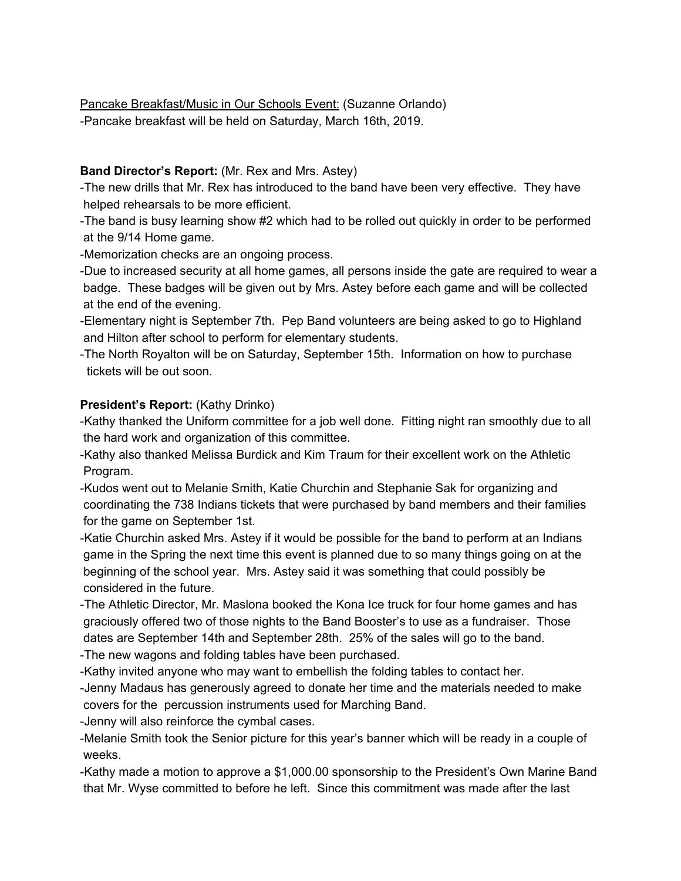<u>Pancake Breakfast/Music in Our Schools Event:</u> (Suzanne Orlando)
-Pancake breakfast will be held on Saturday, March 16th, 2019.

**Band Director's Report:** (Mr. Rex and Mrs. Astey)
-The new drills that Mr. Rex has introduced to the band have been very effective. They have helped rehearsals to be more efficient.
-The band is busy learning show #2 which had to be rolled out quickly in order to be performed at the 9/14 Home game.
-Memorization checks are an ongoing process.
-Due to increased security at all home games, all persons inside the gate are required to wear a badge. These badges will be given out by Mrs. Astey before each game and will be collected at the end of the evening.
-Elementary night is September 7th. Pep Band volunteers are being asked to go to Highland and Hilton after school to perform for elementary students.
-The North Royalton will be on Saturday, September 15th. Information on how to purchase tickets will be out soon.

**President's Report:** (Kathy Drinko)
-Kathy thanked the Uniform committee for a job well done. Fitting night ran smoothly due to all the hard work and organization of this committee.
-Kathy also thanked Melissa Burdick and Kim Traum for their excellent work on the Athletic Program.
-Kudos went out to Melanie Smith, Katie Churchin and Stephanie Sak for organizing and coordinating the 738 Indians tickets that were purchased by band members and their families for the game on September 1st.
-Katie Churchin asked Mrs. Astey if it would be possible for the band to perform at an Indians game in the Spring the next time this event is planned due to so many things going on at the beginning of the school year. Mrs. Astey said it was something that could possibly be considered in the future.
-The Athletic Director, Mr. Maslona booked the Kona Ice truck for four home games and has graciously offered two of those nights to the Band Booster's to use as a fundraiser. Those dates are September 14th and September 28th. 25% of the sales will go to the band.
-The new wagons and folding tables have been purchased.
-Kathy invited anyone who may want to embellish the folding tables to contact her.
-Jenny Madaus has generously agreed to donate her time and the materials needed to make covers for the percussion instruments used for Marching Band.
-Jenny will also reinforce the cymbal cases.
-Melanie Smith took the Senior picture for this year's banner which will be ready in a couple of weeks.
-Kathy made a motion to approve a $1,000.00 sponsorship to the President's Own Marine Band that Mr. Wyse committed to before he left. Since this commitment was made after the last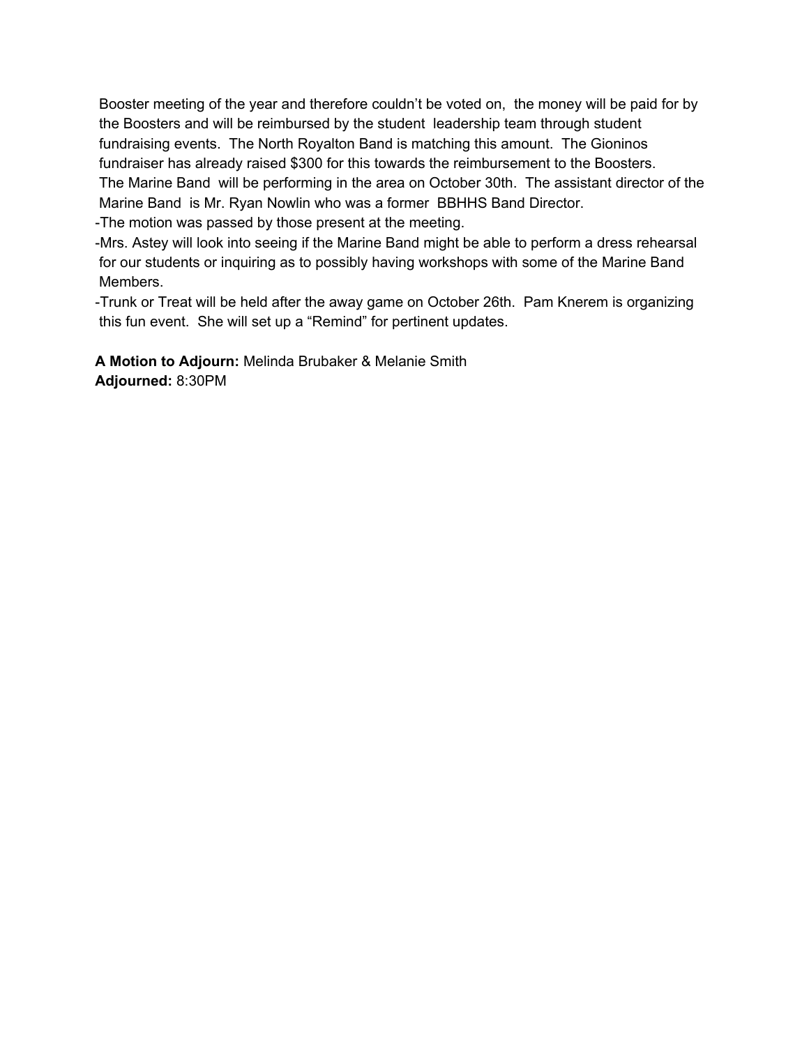Booster meeting of the year and therefore couldn't be voted on, the money will be paid for by the Boosters and will be reimbursed by the student leadership team through student fundraising events. The North Royalton Band is matching this amount. The Gioninos fundraiser has already raised $300 for this towards the reimbursement to the Boosters. The Marine Band will be performing in the area on October 30th. The assistant director of the Marine Band is Mr. Ryan Nowlin who was a former BBHHS Band Director.

-The motion was passed by those present at the meeting.

-Mrs. Astey will look into seeing if the Marine Band might be able to perform a dress rehearsal for our students or inquiring as to possibly having workshops with some of the Marine Band Members.

-Trunk or Treat will be held after the away game on October 26th. Pam Knerem is organizing this fun event. She will set up a "Remind" for pertinent updates.

**A Motion to Adjourn:** Melinda Brubaker & Melanie Smith
**Adjourned:** 8:30PM